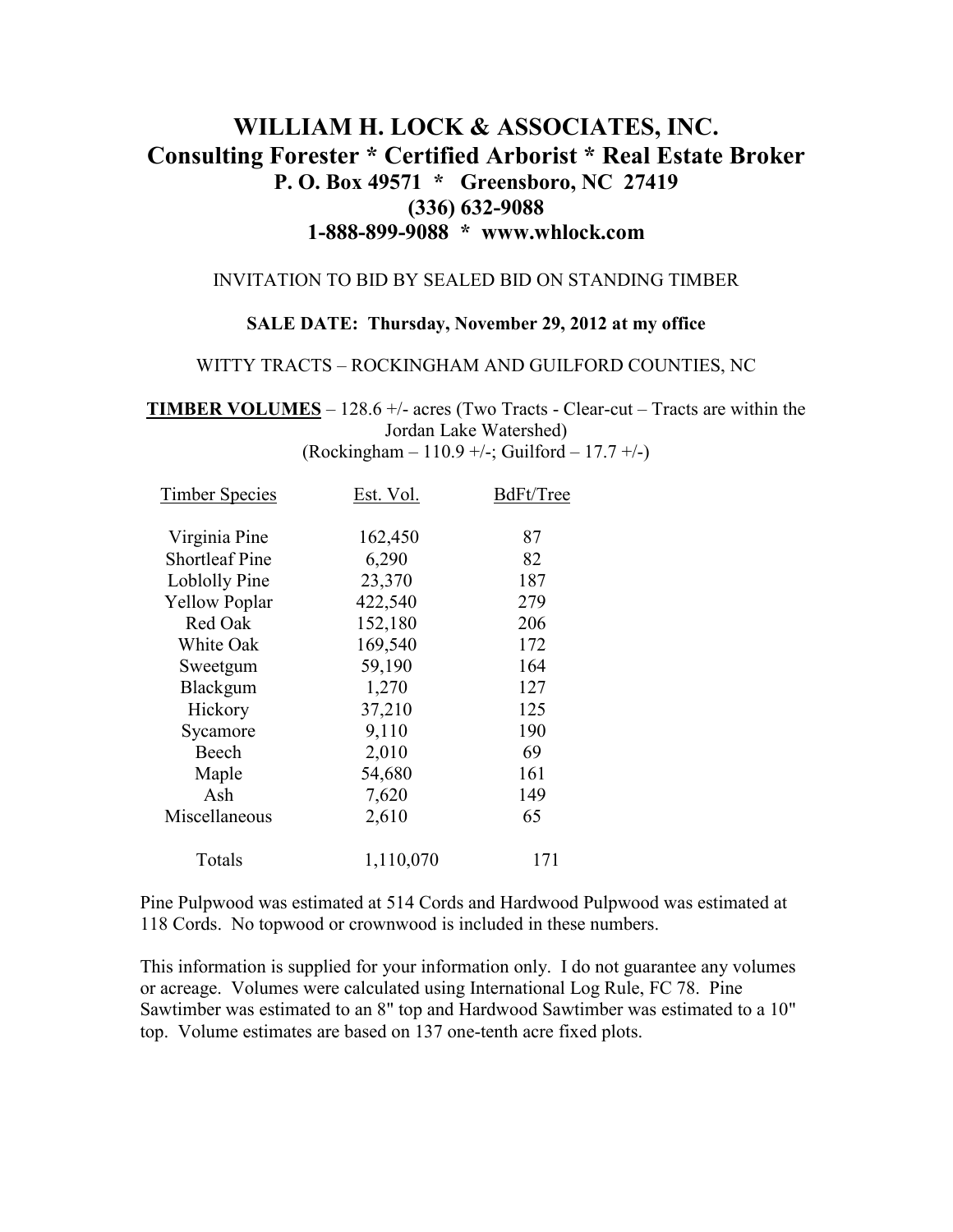# WILLIAM H. LOCK & ASSOCIATES, INC.
## Consulting Forester * Certified Arborist * Real Estate Broker
### P. O. Box 49571 * Greensboro, NC 27419
### (336) 632-9088
### 1-888-899-9088 * www.whlock.com

INVITATION TO BID BY SEALED BID ON STANDING TIMBER

**SALE DATE: Thursday, November 29, 2012 at my office**

WITTY TRACTS – ROCKINGHAM AND GUILFORD COUNTIES, NC

**TIMBER VOLUMES** – 128.6 +/- acres (Two Tracts - Clear-cut – Tracts are within the Jordan Lake Watershed)
(Rockingham – 110.9 +/-; Guilford – 17.7 +/-)

| Timber Species | Est. Vol. | BdFt/Tree |
|---|---|---|
| Virginia Pine | 162,450 | 87 |
| Shortleaf Pine | 6,290 | 82 |
| Loblolly Pine | 23,370 | 187 |
| Yellow Poplar | 422,540 | 279 |
| Red Oak | 152,180 | 206 |
| White Oak | 169,540 | 172 |
| Sweetgum | 59,190 | 164 |
| Blackgum | 1,270 | 127 |
| Hickory | 37,210 | 125 |
| Sycamore | 9,110 | 190 |
| Beech | 2,010 | 69 |
| Maple | 54,680 | 161 |
| Ash | 7,620 | 149 |
| Miscellaneous | 2,610 | 65 |
| Totals | 1,110,070 | 171 |

Pine Pulpwood was estimated at 514 Cords and Hardwood Pulpwood was estimated at 118 Cords. No topwood or crownwood is included in these numbers.

This information is supplied for your information only. I do not guarantee any volumes or acreage. Volumes were calculated using International Log Rule, FC 78. Pine Sawtimber was estimated to an 8" top and Hardwood Sawtimber was estimated to a 10" top. Volume estimates are based on 137 one-tenth acre fixed plots.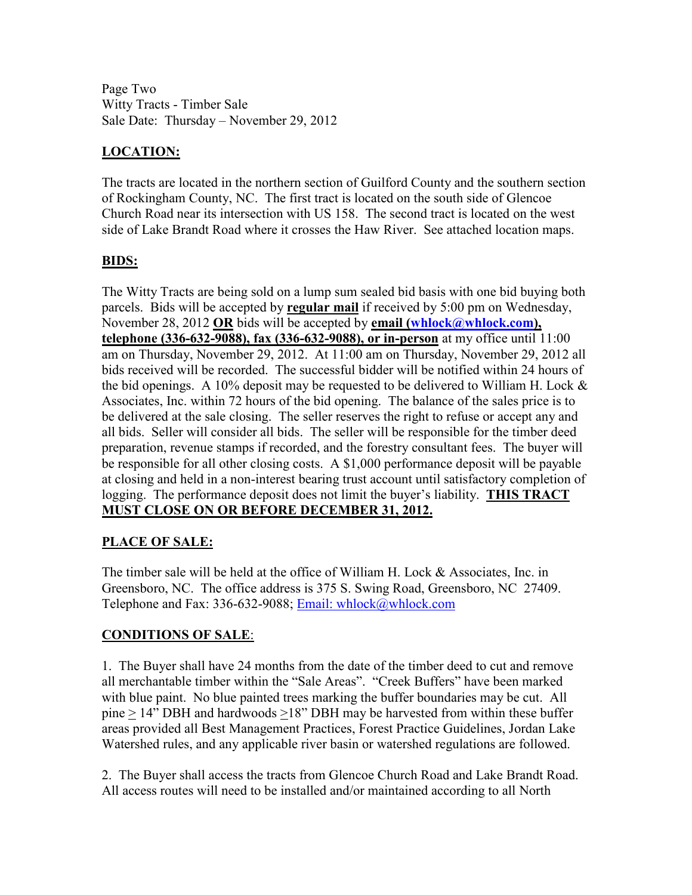Page Two
Witty Tracts - Timber Sale
Sale Date: Thursday – November 29, 2012

## LOCATION:

The tracts are located in the northern section of Guilford County and the southern section of Rockingham County, NC. The first tract is located on the south side of Glencoe Church Road near its intersection with US 158. The second tract is located on the west side of Lake Brandt Road where it crosses the Haw River. See attached location maps.

## BIDS:

The Witty Tracts are being sold on a lump sum sealed bid basis with one bid buying both parcels. Bids will be accepted by **regular mail** if received by 5:00 pm on Wednesday, November 28, 2012 **OR** bids will be accepted by **email (whlock@whlock.com), telephone (336-632-9088), fax (336-632-9088), or in-person** at my office until 11:00 am on Thursday, November 29, 2012. At 11:00 am on Thursday, November 29, 2012 all bids received will be recorded. The successful bidder will be notified within 24 hours of the bid openings. A 10% deposit may be requested to be delivered to William H. Lock & Associates, Inc. within 72 hours of the bid opening. The balance of the sales price is to be delivered at the sale closing. The seller reserves the right to refuse or accept any and all bids. Seller will consider all bids. The seller will be responsible for the timber deed preparation, revenue stamps if recorded, and the forestry consultant fees. The buyer will be responsible for all other closing costs. A $1,000 performance deposit will be payable at closing and held in a non-interest bearing trust account until satisfactory completion of logging. The performance deposit does not limit the buyer's liability. **THIS TRACT MUST CLOSE ON OR BEFORE DECEMBER 31, 2012.**

## PLACE OF SALE:

The timber sale will be held at the office of William H. Lock & Associates, Inc. in Greensboro, NC. The office address is 375 S. Swing Road, Greensboro, NC 27409. Telephone and Fax: 336-632-9088; Email: whlock@whlock.com

## CONDITIONS OF SALE:

1. The Buyer shall have 24 months from the date of the timber deed to cut and remove all merchantable timber within the "Sale Areas". "Creek Buffers" have been marked with blue paint. No blue painted trees marking the buffer boundaries may be cut. All pine ≥ 14" DBH and hardwoods ≥18" DBH may be harvested from within these buffer areas provided all Best Management Practices, Forest Practice Guidelines, Jordan Lake Watershed rules, and any applicable river basin or watershed regulations are followed.

2. The Buyer shall access the tracts from Glencoe Church Road and Lake Brandt Road. All access routes will need to be installed and/or maintained according to all North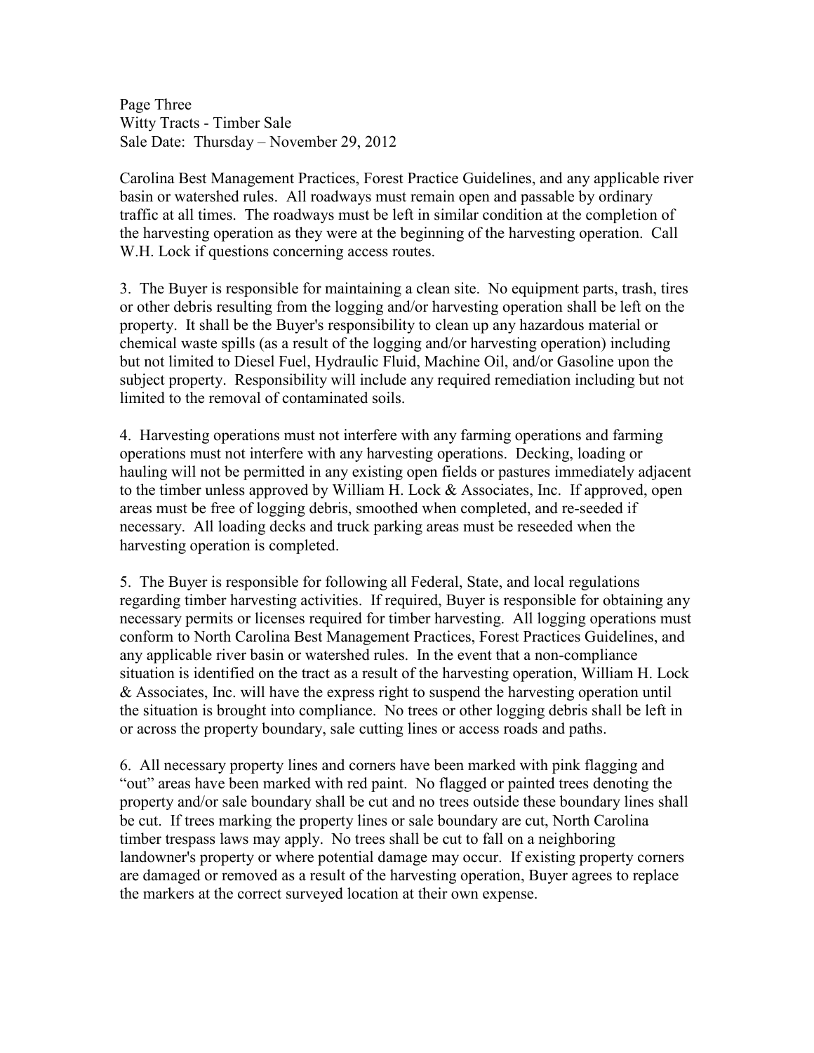Carolina Best Management Practices, Forest Practice Guidelines, and any applicable river basin or watershed rules. All roadways must remain open and passable by ordinary traffic at all times. The roadways must be left in similar condition at the completion of the harvesting operation as they were at the beginning of the harvesting operation. Call W.H. Lock if questions concerning access routes.

3. The Buyer is responsible for maintaining a clean site. No equipment parts, trash, tires or other debris resulting from the logging and/or harvesting operation shall be left on the property. It shall be the Buyer's responsibility to clean up any hazardous material or chemical waste spills (as a result of the logging and/or harvesting operation) including but not limited to Diesel Fuel, Hydraulic Fluid, Machine Oil, and/or Gasoline upon the subject property. Responsibility will include any required remediation including but not limited to the removal of contaminated soils.

4. Harvesting operations must not interfere with any farming operations and farming operations must not interfere with any harvesting operations. Decking, loading or hauling will not be permitted in any existing open fields or pastures immediately adjacent to the timber unless approved by William H. Lock & Associates, Inc. If approved, open areas must be free of logging debris, smoothed when completed, and re-seeded if necessary. All loading decks and truck parking areas must be reseeded when the harvesting operation is completed.

5. The Buyer is responsible for following all Federal, State, and local regulations regarding timber harvesting activities. If required, Buyer is responsible for obtaining any necessary permits or licenses required for timber harvesting. All logging operations must conform to North Carolina Best Management Practices, Forest Practices Guidelines, and any applicable river basin or watershed rules. In the event that a non-compliance situation is identified on the tract as a result of the harvesting operation, William H. Lock & Associates, Inc. will have the express right to suspend the harvesting operation until the situation is brought into compliance. No trees or other logging debris shall be left in or across the property boundary, sale cutting lines or access roads and paths.

6. All necessary property lines and corners have been marked with pink flagging and "out" areas have been marked with red paint. No flagged or painted trees denoting the property and/or sale boundary shall be cut and no trees outside these boundary lines shall be cut. If trees marking the property lines or sale boundary are cut, North Carolina timber trespass laws may apply. No trees shall be cut to fall on a neighboring landowner's property or where potential damage may occur. If existing property corners are damaged or removed as a result of the harvesting operation, Buyer agrees to replace the markers at the correct surveyed location at their own expense.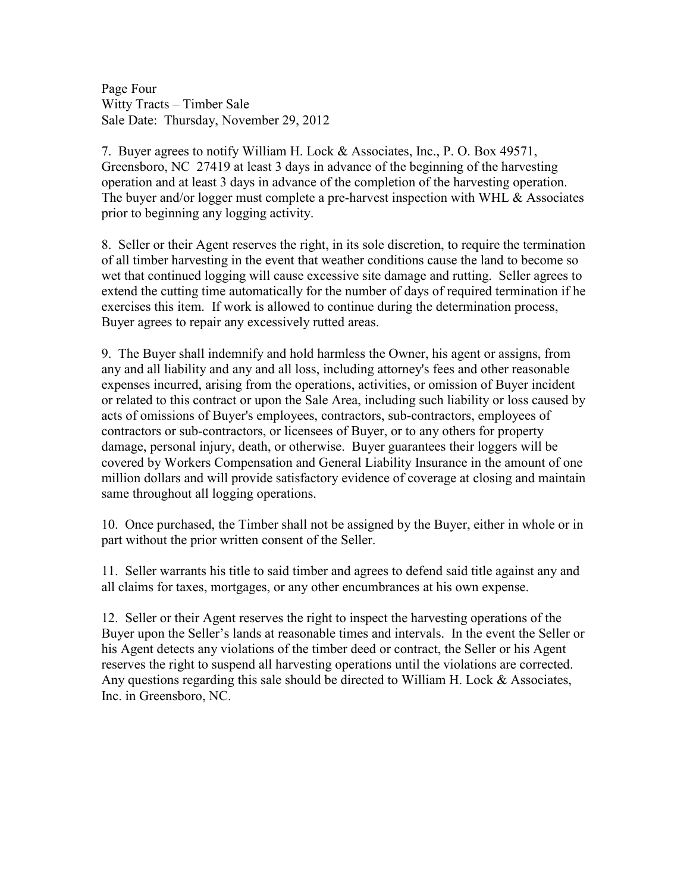7. Buyer agrees to notify William H. Lock & Associates, Inc., P. O. Box 49571, Greensboro, NC 27419 at least 3 days in advance of the beginning of the harvesting operation and at least 3 days in advance of the completion of the harvesting operation. The buyer and/or logger must complete a pre-harvest inspection with WHL & Associates prior to beginning any logging activity.

8. Seller or their Agent reserves the right, in its sole discretion, to require the termination of all timber harvesting in the event that weather conditions cause the land to become so wet that continued logging will cause excessive site damage and rutting. Seller agrees to extend the cutting time automatically for the number of days of required termination if he exercises this item. If work is allowed to continue during the determination process, Buyer agrees to repair any excessively rutted areas.

9. The Buyer shall indemnify and hold harmless the Owner, his agent or assigns, from any and all liability and any and all loss, including attorney's fees and other reasonable expenses incurred, arising from the operations, activities, or omission of Buyer incident or related to this contract or upon the Sale Area, including such liability or loss caused by acts of omissions of Buyer's employees, contractors, sub-contractors, employees of contractors or sub-contractors, or licensees of Buyer, or to any others for property damage, personal injury, death, or otherwise. Buyer guarantees their loggers will be covered by Workers Compensation and General Liability Insurance in the amount of one million dollars and will provide satisfactory evidence of coverage at closing and maintain same throughout all logging operations.

10. Once purchased, the Timber shall not be assigned by the Buyer, either in whole or in part without the prior written consent of the Seller.

11. Seller warrants his title to said timber and agrees to defend said title against any and all claims for taxes, mortgages, or any other encumbrances at his own expense.

12. Seller or their Agent reserves the right to inspect the harvesting operations of the Buyer upon the Seller's lands at reasonable times and intervals. In the event the Seller or his Agent detects any violations of the timber deed or contract, the Seller or his Agent reserves the right to suspend all harvesting operations until the violations are corrected. Any questions regarding this sale should be directed to William H. Lock & Associates, Inc. in Greensboro, NC.